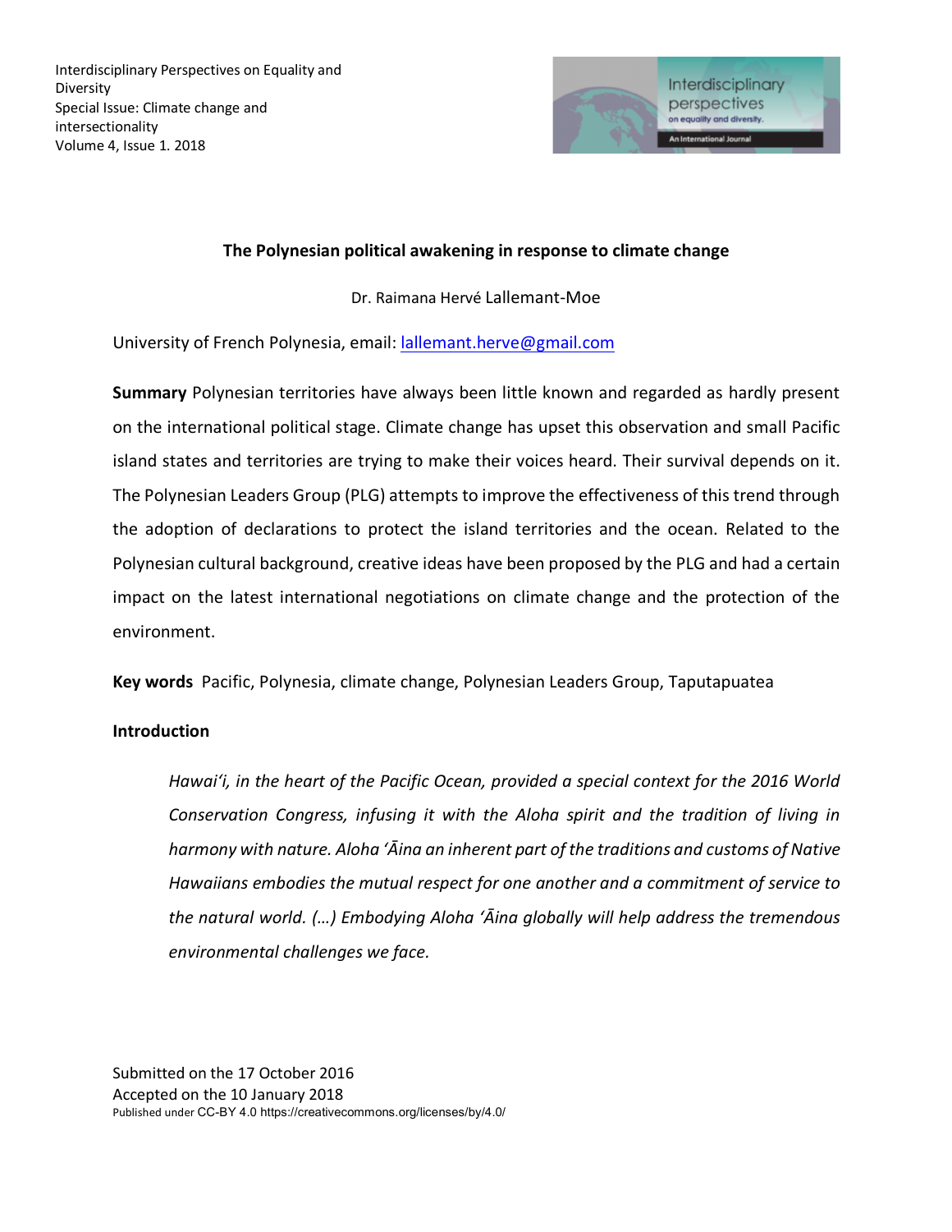Interdisciplinary Perspectives on Equality and Diversity
Special Issue: Climate change and intersectionality
Volume 4, Issue 1. 2018

# The Polynesian political awakening in response to climate change

Dr. Raimana Hervé Lallemant-Moe

University of French Polynesia, email: lallemant.herve@gmail.com

**Summary** Polynesian territories have always been little known and regarded as hardly present on the international political stage. Climate change has upset this observation and small Pacific island states and territories are trying to make their voices heard. Their survival depends on it. The Polynesian Leaders Group (PLG) attempts to improve the effectiveness of this trend through the adoption of declarations to protect the island territories and the ocean. Related to the Polynesian cultural background, creative ideas have been proposed by the PLG and had a certain impact on the latest international negotiations on climate change and the protection of the environment.

**Key words** Pacific, Polynesia, climate change, Polynesian Leaders Group, Taputapuatea

## Introduction

> *Hawai'i, in the heart of the Pacific Ocean, provided a special context for the 2016 World Conservation Congress, infusing it with the Aloha spirit and the tradition of living in harmony with nature. Aloha 'Āina an inherent part of the traditions and customs of Native Hawaiians embodies the mutual respect for one another and a commitment of service to the natural world. (…) Embodying Aloha 'Āina globally will help address the tremendous environmental challenges we face.*

Submitted on the 17 October 2016
Accepted on the 10 January 2018
Published under CC-BY 4.0 https://creativecommons.org/licenses/by/4.0/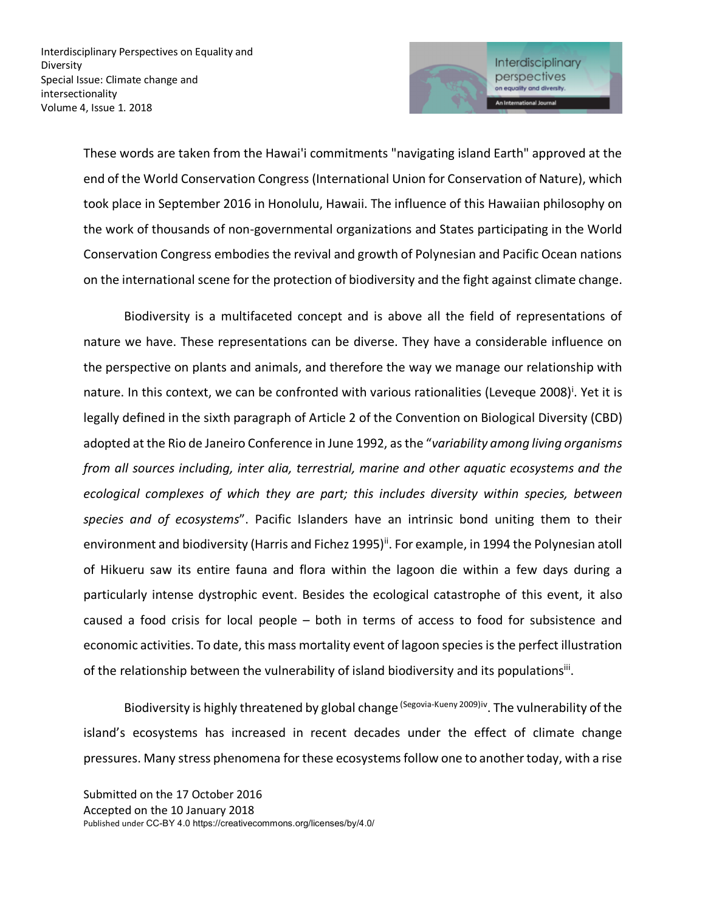These words are taken from the Hawai'i commitments "navigating island Earth" approved at the end of the World Conservation Congress (International Union for Conservation of Nature), which took place in September 2016 in Honolulu, Hawaii. The influence of this Hawaiian philosophy on the work of thousands of non-governmental organizations and States participating in the World Conservation Congress embodies the revival and growth of Polynesian and Pacific Ocean nations on the international scene for the protection of biodiversity and the fight against climate change.

Biodiversity is a multifaceted concept and is above all the field of representations of nature we have. These representations can be diverse. They have a considerable influence on the perspective on plants and animals, and therefore the way we manage our relationship with nature. In this context, we can be confronted with various rationalities (Leveque 2008)[i]. Yet it is legally defined in the sixth paragraph of Article 2 of the Convention on Biological Diversity (CBD) adopted at the Rio de Janeiro Conference in June 1992, as the "*variability among living organisms from all sources including, inter alia, terrestrial, marine and other aquatic ecosystems and the ecological complexes of which they are part; this includes diversity within species, between species and of ecosystems*". Pacific Islanders have an intrinsic bond uniting them to their environment and biodiversity (Harris and Fichez 1995)[ii]. For example, in 1994 the Polynesian atoll of Hikueru saw its entire fauna and flora within the lagoon die within a few days during a particularly intense dystrophic event. Besides the ecological catastrophe of this event, it also caused a food crisis for local people – both in terms of access to food for subsistence and economic activities. To date, this mass mortality event of lagoon species is the perfect illustration of the relationship between the vulnerability of island biodiversity and its populations[iii].

Biodiversity is highly threatened by global change (Segovia-Kueny 2009)[iv]. The vulnerability of the island's ecosystems has increased in recent decades under the effect of climate change pressures. Many stress phenomena for these ecosystems follow one to another today, with a rise

Submitted on the 17 October 2016
Accepted on the 10 January 2018
Published under CC-BY 4.0 https://creativecommons.org/licenses/by/4.0/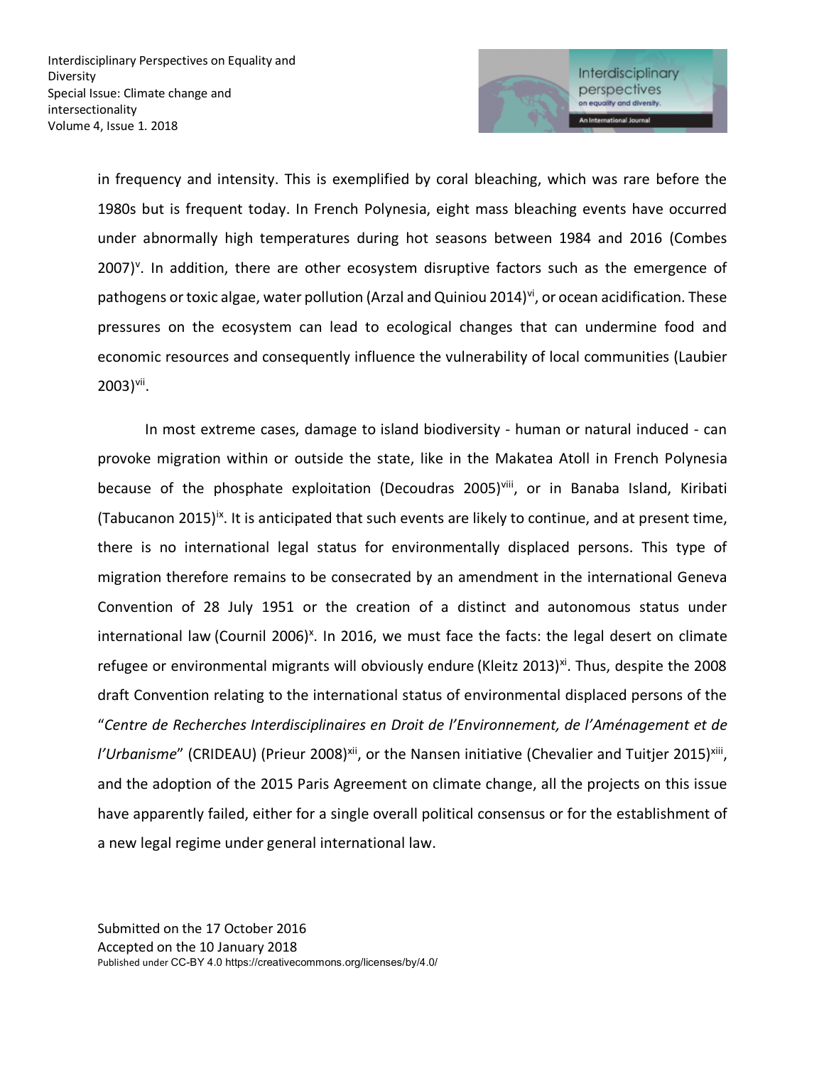in frequency and intensity. This is exemplified by coral bleaching, which was rare before the 1980s but is frequent today. In French Polynesia, eight mass bleaching events have occurred under abnormally high temperatures during hot seasons between 1984 and 2016 (Combes 2007)[v]. In addition, there are other ecosystem disruptive factors such as the emergence of pathogens or toxic algae, water pollution (Arzal and Quiniou 2014)[vi], or ocean acidification. These pressures on the ecosystem can lead to ecological changes that can undermine food and economic resources and consequently influence the vulnerability of local communities (Laubier 2003)[vii].

In most extreme cases, damage to island biodiversity - human or natural induced - can provoke migration within or outside the state, like in the Makatea Atoll in French Polynesia because of the phosphate exploitation (Decoudras 2005)[viii], or in Banaba Island, Kiribati (Tabucanon 2015)[ix]. It is anticipated that such events are likely to continue, and at present time, there is no international legal status for environmentally displaced persons. This type of migration therefore remains to be consecrated by an amendment in the international Geneva Convention of 28 July 1951 or the creation of a distinct and autonomous status under international law (Cournil 2006)[x]. In 2016, we must face the facts: the legal desert on climate refugee or environmental migrants will obviously endure (Kleitz 2013)[xi]. Thus, despite the 2008 draft Convention relating to the international status of environmental displaced persons of the "*Centre de Recherches Interdisciplinaires en Droit de l'Environnement, de l'Aménagement et de l'Urbanisme*" (CRIDEAU) (Prieur 2008)[xii], or the Nansen initiative (Chevalier and Tuitjer 2015)[xiii], and the adoption of the 2015 Paris Agreement on climate change, all the projects on this issue have apparently failed, either for a single overall political consensus or for the establishment of a new legal regime under general international law.

Submitted on the 17 October 2016
Accepted on the 10 January 2018
Published under CC-BY 4.0 https://creativecommons.org/licenses/by/4.0/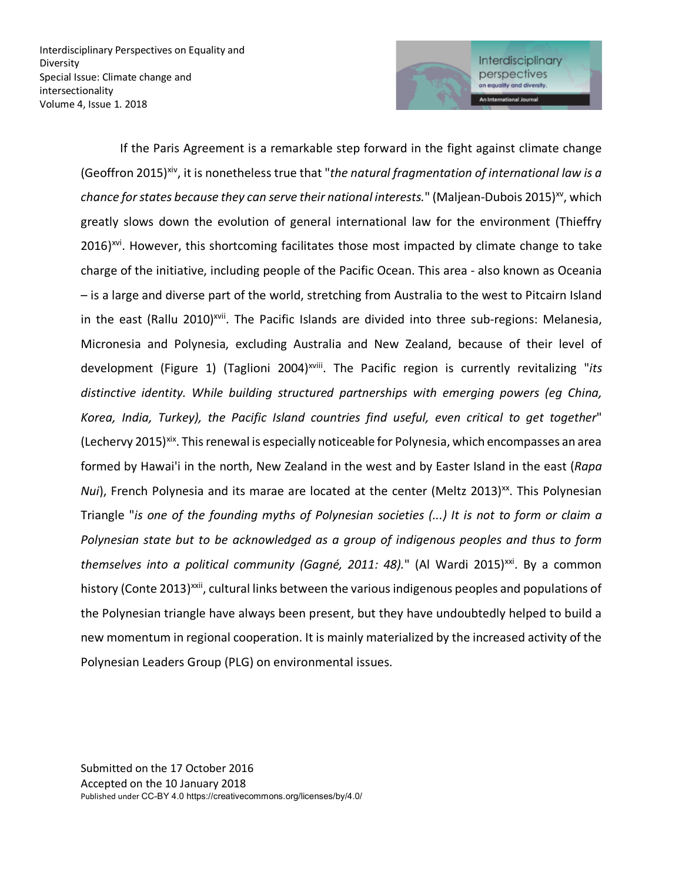If the Paris Agreement is a remarkable step forward in the fight against climate change (Geoffron 2015)[xiv], it is nonetheless true that "*the natural fragmentation of international law is a chance for states because they can serve their national interests.*" (Maljean-Dubois 2015)[xv], which greatly slows down the evolution of general international law for the environment (Thieffry 2016)[xvi]. However, this shortcoming facilitates those most impacted by climate change to take charge of the initiative, including people of the Pacific Ocean. This area - also known as Oceania – is a large and diverse part of the world, stretching from Australia to the west to Pitcairn Island in the east (Rallu 2010)[xvii]. The Pacific Islands are divided into three sub-regions: Melanesia, Micronesia and Polynesia, excluding Australia and New Zealand, because of their level of development (Figure 1) (Taglioni 2004)[xviii]. The Pacific region is currently revitalizing "*its distinctive identity. While building structured partnerships with emerging powers (eg China, Korea, India, Turkey), the Pacific Island countries find useful, even critical to get together*" (Lechervy 2015)[xix]. This renewal is especially noticeable for Polynesia, which encompasses an area formed by Hawai'i in the north, New Zealand in the west and by Easter Island in the east (*Rapa Nui*), French Polynesia and its marae are located at the center (Meltz 2013)[xx]. This Polynesian Triangle "*is one of the founding myths of Polynesian societies (...) It is not to form or claim a Polynesian state but to be acknowledged as a group of indigenous peoples and thus to form themselves into a political community (Gagné, 2011: 48).*" (Al Wardi 2015)[xxi]. By a common history (Conte 2013)[xxii], cultural links between the various indigenous peoples and populations of the Polynesian triangle have always been present, but they have undoubtedly helped to build a new momentum in regional cooperation. It is mainly materialized by the increased activity of the Polynesian Leaders Group (PLG) on environmental issues.

Submitted on the 17 October 2016
Accepted on the 10 January 2018
Published under CC-BY 4.0 https://creativecommons.org/licenses/by/4.0/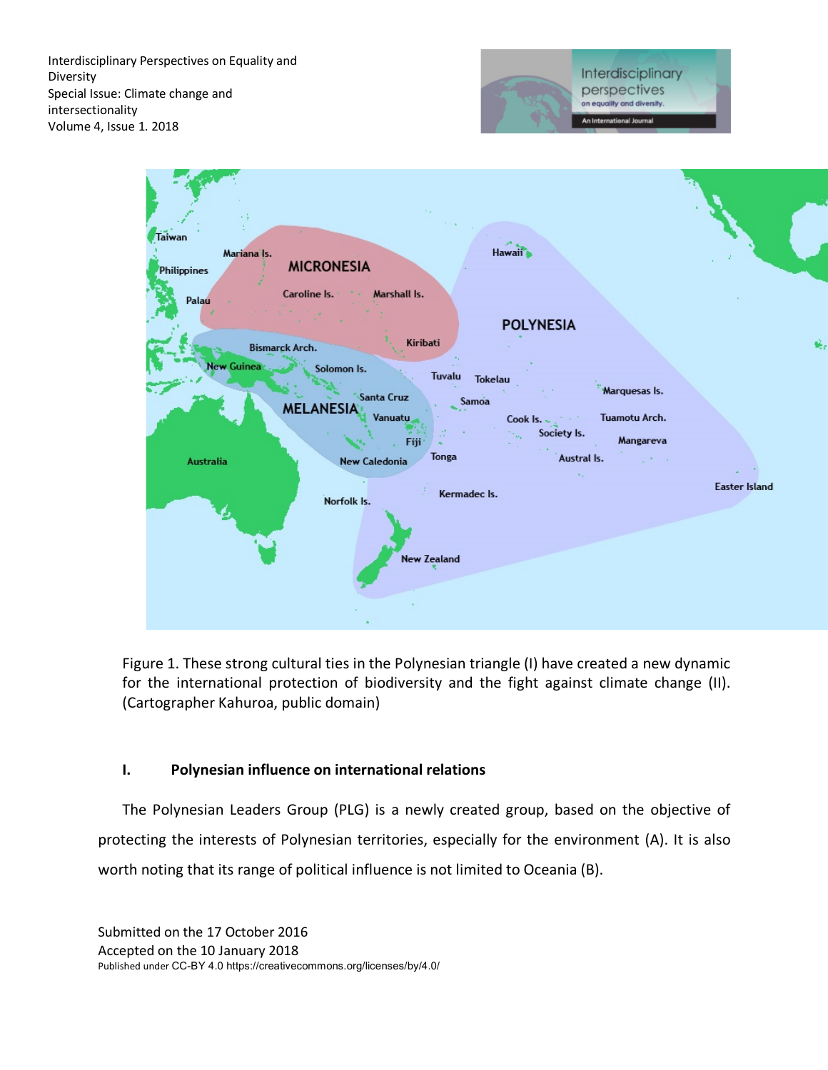Figure 1. These strong cultural ties in the Polynesian triangle (I) have created a new dynamic for the international protection of biodiversity and the fight against climate change (II). (Cartographer Kahuroa, public domain)

## I. Polynesian influence on international relations

The Polynesian Leaders Group (PLG) is a newly created group, based on the objective of protecting the interests of Polynesian territories, especially for the environment (A). It is also worth noting that its range of political influence is not limited to Oceania (B).

Submitted on the 17 October 2016
Accepted on the 10 January 2018
Published under CC-BY 4.0 https://creativecommons.org/licenses/by/4.0/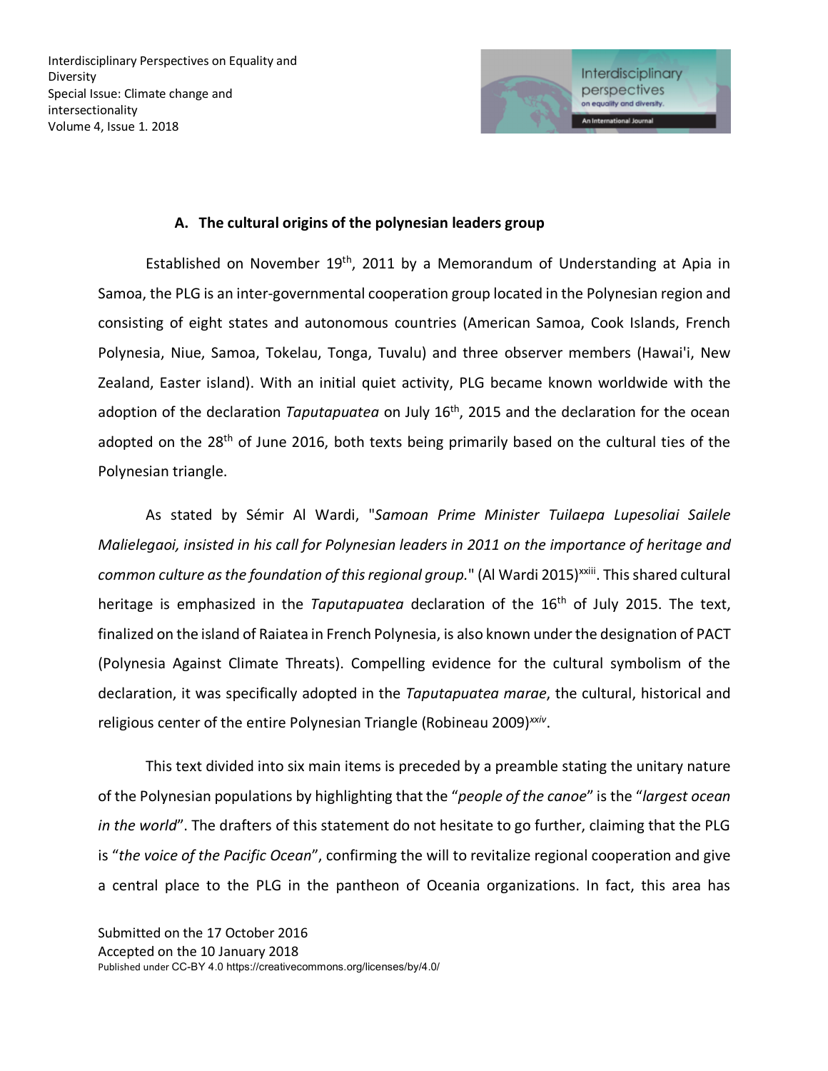### A. The cultural origins of the polynesian leaders group

Established on November 19th, 2011 by a Memorandum of Understanding at Apia in Samoa, the PLG is an inter-governmental cooperation group located in the Polynesian region and consisting of eight states and autonomous countries (American Samoa, Cook Islands, French Polynesia, Niue, Samoa, Tokelau, Tonga, Tuvalu) and three observer members (Hawai'i, New Zealand, Easter island). With an initial quiet activity, PLG became known worldwide with the adoption of the declaration *Taputapuatea* on July 16th, 2015 and the declaration for the ocean adopted on the 28th of June 2016, both texts being primarily based on the cultural ties of the Polynesian triangle.

As stated by Sémir Al Wardi, "*Samoan Prime Minister Tuilaepa Lupesoliai Sailele Malielegaoi, insisted in his call for Polynesian leaders in 2011 on the importance of heritage and common culture as the foundation of this regional group.*" (Al Wardi 2015)[xxiii]. This shared cultural heritage is emphasized in the *Taputapuatea* declaration of the 16th of July 2015. The text, finalized on the island of Raiatea in French Polynesia, is also known under the designation of PACT (Polynesia Against Climate Threats). Compelling evidence for the cultural symbolism of the declaration, it was specifically adopted in the *Taputapuatea marae*, the cultural, historical and religious center of the entire Polynesian Triangle (Robineau 2009)[xxiv].

This text divided into six main items is preceded by a preamble stating the unitary nature of the Polynesian populations by highlighting that the "*people of the canoe*" is the "*largest ocean in the world*". The drafters of this statement do not hesitate to go further, claiming that the PLG is "*the voice of the Pacific Ocean*", confirming the will to revitalize regional cooperation and give a central place to the PLG in the pantheon of Oceania organizations. In fact, this area has

Submitted on the 17 October 2016
Accepted on the 10 January 2018
Published under CC-BY 4.0 https://creativecommons.org/licenses/by/4.0/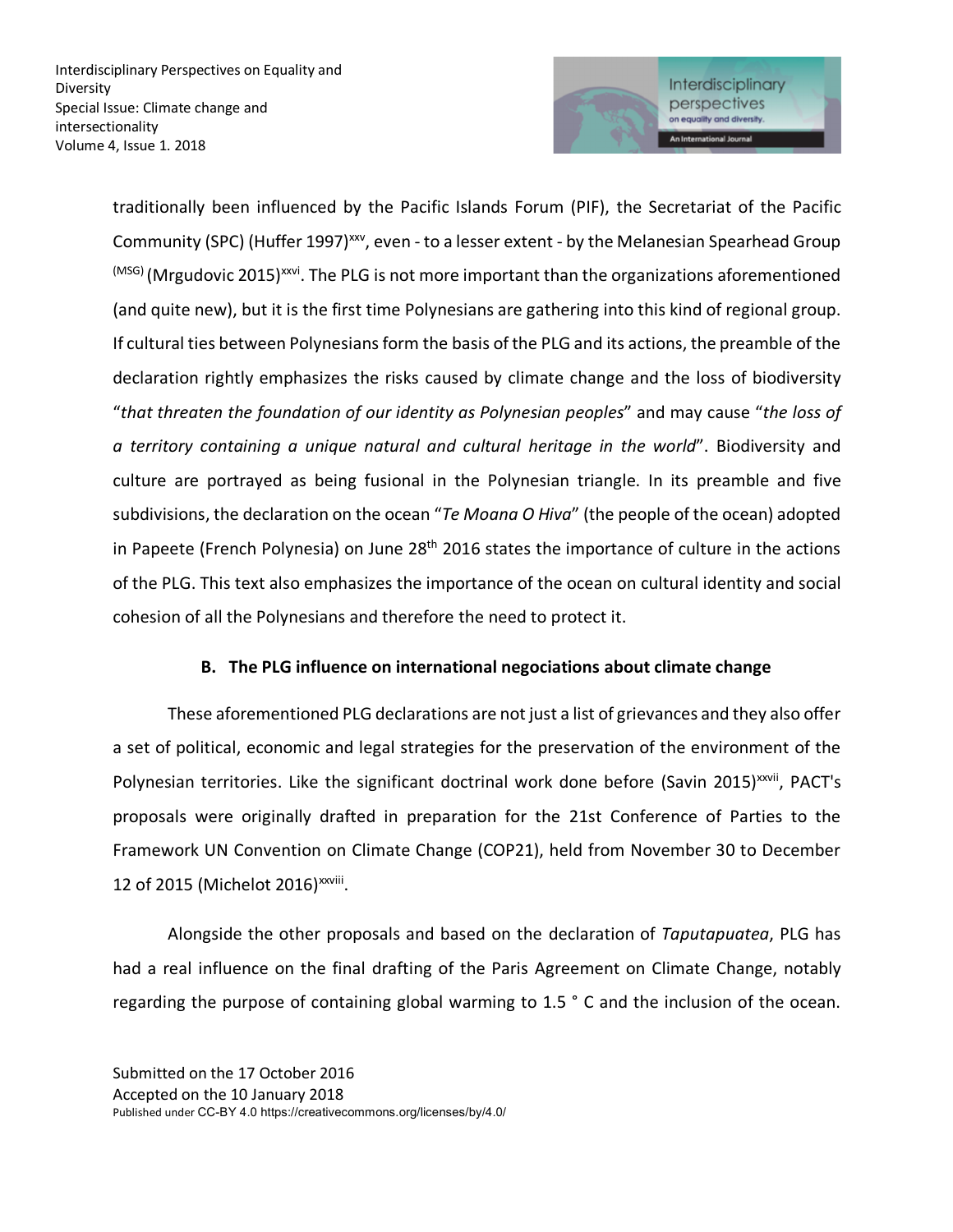traditionally been influenced by the Pacific Islands Forum (PIF), the Secretariat of the Pacific Community (SPC) (Huffer 1997)[xxv], even - to a lesser extent - by the Melanesian Spearhead Group [(MSG)] (Mrgudovic 2015)[xxvi]. The PLG is not more important than the organizations aforementioned (and quite new), but it is the first time Polynesians are gathering into this kind of regional group. If cultural ties between Polynesians form the basis of the PLG and its actions, the preamble of the declaration rightly emphasizes the risks caused by climate change and the loss of biodiversity "*that threaten the foundation of our identity as Polynesian peoples*" and may cause "*the loss of a territory containing a unique natural and cultural heritage in the world*". Biodiversity and culture are portrayed as being fusional in the Polynesian triangle. In its preamble and five subdivisions, the declaration on the ocean "*Te Moana O Hiva*" (the people of the ocean) adopted in Papeete (French Polynesia) on June 28th 2016 states the importance of culture in the actions of the PLG. This text also emphasizes the importance of the ocean on cultural identity and social cohesion of all the Polynesians and therefore the need to protect it.

### B. The PLG influence on international negociations about climate change

These aforementioned PLG declarations are not just a list of grievances and they also offer a set of political, economic and legal strategies for the preservation of the environment of the Polynesian territories. Like the significant doctrinal work done before (Savin 2015)[xxvii], PACT's proposals were originally drafted in preparation for the 21st Conference of Parties to the Framework UN Convention on Climate Change (COP21), held from November 30 to December 12 of 2015 (Michelot 2016)[xxviii].

Alongside the other proposals and based on the declaration of *Taputapuatea*, PLG has had a real influence on the final drafting of the Paris Agreement on Climate Change, notably regarding the purpose of containing global warming to 1.5 ° C and the inclusion of the ocean.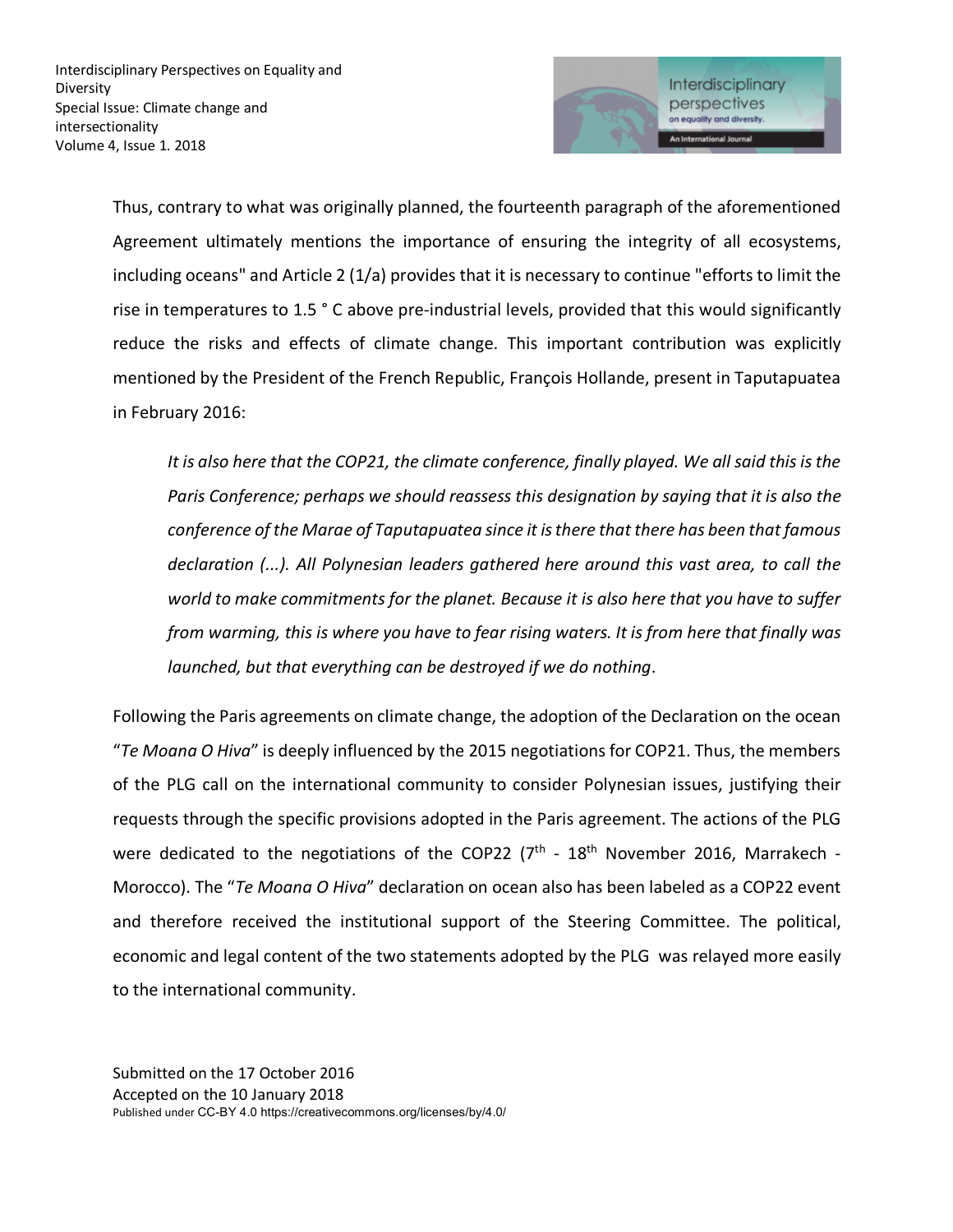Thus, contrary to what was originally planned, the fourteenth paragraph of the aforementioned Agreement ultimately mentions the importance of ensuring the integrity of all ecosystems, including oceans" and Article 2 (1/a) provides that it is necessary to continue "efforts to limit the rise in temperatures to 1.5 ° C above pre-industrial levels, provided that this would significantly reduce the risks and effects of climate change. This important contribution was explicitly mentioned by the President of the French Republic, François Hollande, present in Taputapuatea in February 2016:

> *It is also here that the COP21, the climate conference, finally played. We all said this is the Paris Conference; perhaps we should reassess this designation by saying that it is also the conference of the Marae of Taputapuatea since it is there that there has been that famous declaration (...). All Polynesian leaders gathered here around this vast area, to call the world to make commitments for the planet. Because it is also here that you have to suffer from warming, this is where you have to fear rising waters. It is from here that finally was launched, but that everything can be destroyed if we do nothing*.

Following the Paris agreements on climate change, the adoption of the Declaration on the ocean "*Te Moana O Hiva*" is deeply influenced by the 2015 negotiations for COP21. Thus, the members of the PLG call on the international community to consider Polynesian issues, justifying their requests through the specific provisions adopted in the Paris agreement. The actions of the PLG were dedicated to the negotiations of the COP22 (7th - 18th November 2016, Marrakech - Morocco). The "*Te Moana O Hiva*" declaration on ocean also has been labeled as a COP22 event and therefore received the institutional support of the Steering Committee. The political, economic and legal content of the two statements adopted by the PLG was relayed more easily to the international community.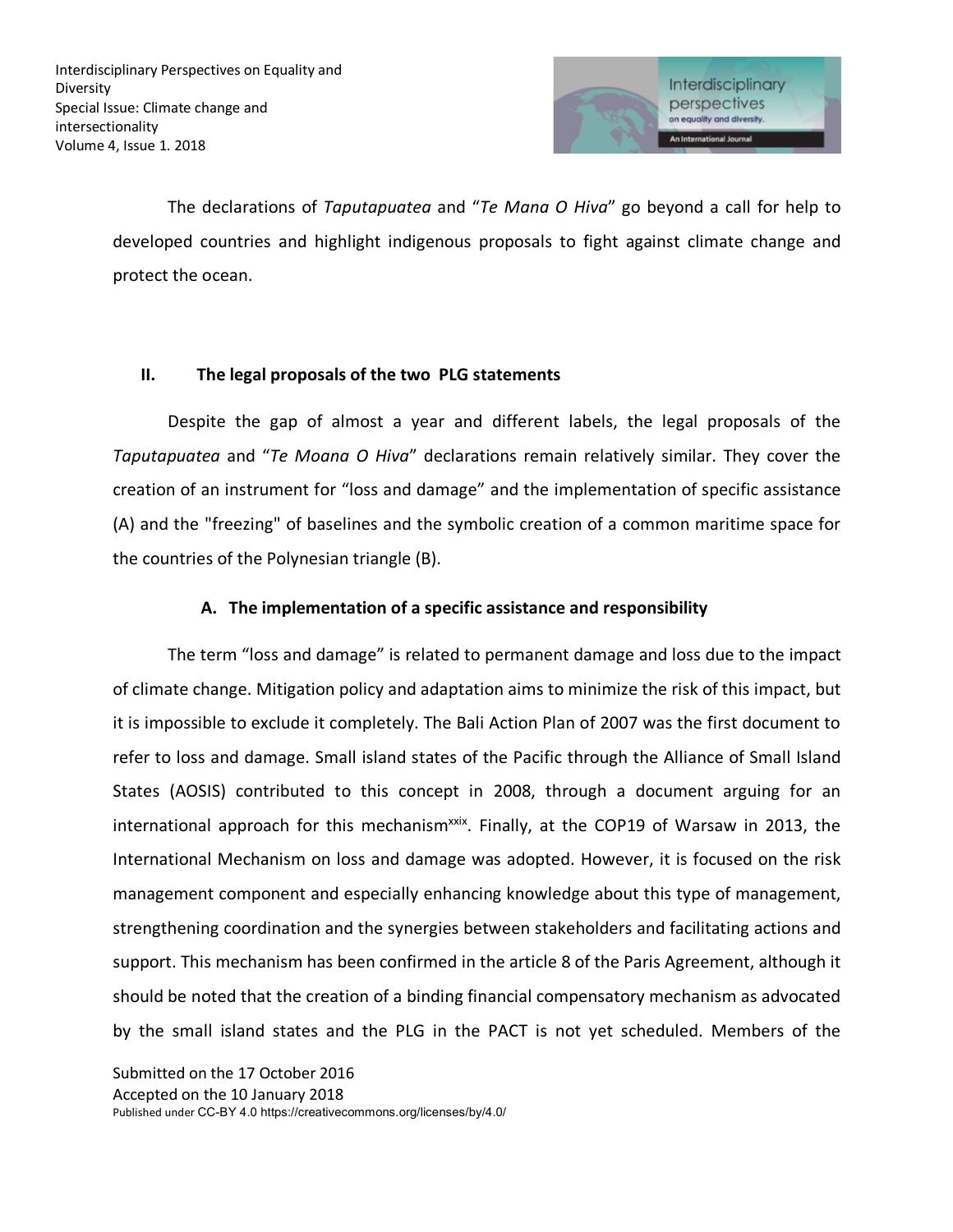The declarations of *Taputapuatea* and "*Te Mana O Hiva*" go beyond a call for help to developed countries and highlight indigenous proposals to fight against climate change and protect the ocean.

## II. The legal proposals of the two PLG statements

Despite the gap of almost a year and different labels, the legal proposals of the *Taputapuatea* and "*Te Moana O Hiva*" declarations remain relatively similar. They cover the creation of an instrument for "loss and damage" and the implementation of specific assistance (A) and the "freezing" of baselines and the symbolic creation of a common maritime space for the countries of the Polynesian triangle (B).

### A. The implementation of a specific assistance and responsibility

The term "loss and damage" is related to permanent damage and loss due to the impact of climate change. Mitigation policy and adaptation aims to minimize the risk of this impact, but it is impossible to exclude it completely. The Bali Action Plan of 2007 was the first document to refer to loss and damage. Small island states of the Pacific through the Alliance of Small Island States (AOSIS) contributed to this concept in 2008, through a document arguing for an international approach for this mechanism[xxix]. Finally, at the COP19 of Warsaw in 2013, the International Mechanism on loss and damage was adopted. However, it is focused on the risk management component and especially enhancing knowledge about this type of management, strengthening coordination and the synergies between stakeholders and facilitating actions and support. This mechanism has been confirmed in the article 8 of the Paris Agreement, although it should be noted that the creation of a binding financial compensatory mechanism as advocated by the small island states and the PLG in the PACT is not yet scheduled. Members of the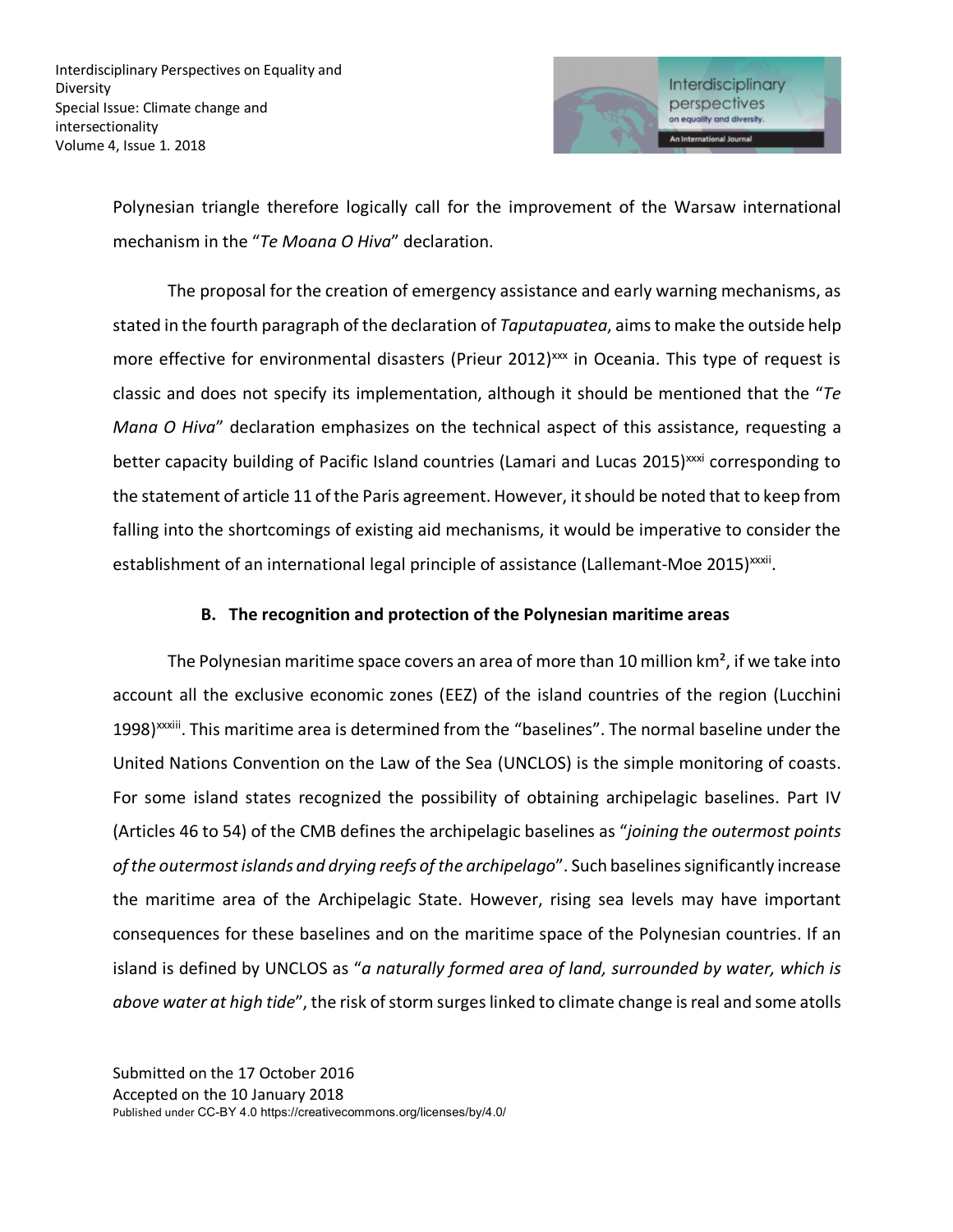Polynesian triangle therefore logically call for the improvement of the Warsaw international mechanism in the "*Te Moana O Hiva*" declaration.

The proposal for the creation of emergency assistance and early warning mechanisms, as stated in the fourth paragraph of the declaration of *Taputapuatea*, aims to make the outside help more effective for environmental disasters (Prieur 2012)[xxx] in Oceania. This type of request is classic and does not specify its implementation, although it should be mentioned that the "*Te Mana O Hiva*" declaration emphasizes on the technical aspect of this assistance, requesting a better capacity building of Pacific Island countries (Lamari and Lucas 2015)[xxxi] corresponding to the statement of article 11 of the Paris agreement. However, it should be noted that to keep from falling into the shortcomings of existing aid mechanisms, it would be imperative to consider the establishment of an international legal principle of assistance (Lallemant-Moe 2015)[xxxii].

### B. The recognition and protection of the Polynesian maritime areas

The Polynesian maritime space covers an area of more than 10 million km², if we take into account all the exclusive economic zones (EEZ) of the island countries of the region (Lucchini 1998)[xxxiii]. This maritime area is determined from the "baselines". The normal baseline under the United Nations Convention on the Law of the Sea (UNCLOS) is the simple monitoring of coasts. For some island states recognized the possibility of obtaining archipelagic baselines. Part IV (Articles 46 to 54) of the CMB defines the archipelagic baselines as "*joining the outermost points of the outermost islands and drying reefs of the archipelago*". Such baselines significantly increase the maritime area of the Archipelagic State. However, rising sea levels may have important consequences for these baselines and on the maritime space of the Polynesian countries. If an island is defined by UNCLOS as "*a naturally formed area of land, surrounded by water, which is above water at high tide*", the risk of storm surges linked to climate change is real and some atolls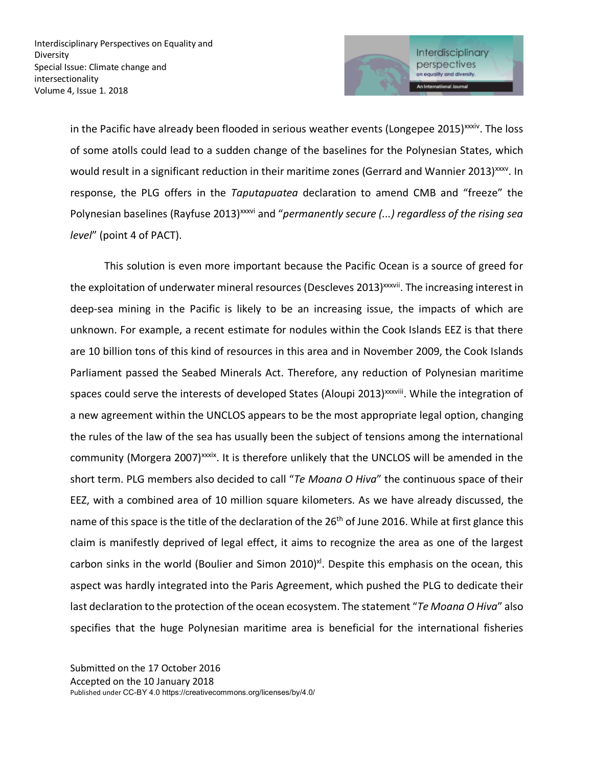in the Pacific have already been flooded in serious weather events (Longepee 2015)[xxxiv]. The loss of some atolls could lead to a sudden change of the baselines for the Polynesian States, which would result in a significant reduction in their maritime zones (Gerrard and Wannier 2013)[xxxv]. In response, the PLG offers in the *Taputapuatea* declaration to amend CMB and "freeze" the Polynesian baselines (Rayfuse 2013)[xxxvi] and "*permanently secure (...) regardless of the rising sea level*" (point 4 of PACT).

This solution is even more important because the Pacific Ocean is a source of greed for the exploitation of underwater mineral resources (Descleves 2013)[xxxvii]. The increasing interest in deep-sea mining in the Pacific is likely to be an increasing issue, the impacts of which are unknown. For example, a recent estimate for nodules within the Cook Islands EEZ is that there are 10 billion tons of this kind of resources in this area and in November 2009, the Cook Islands Parliament passed the Seabed Minerals Act. Therefore, any reduction of Polynesian maritime spaces could serve the interests of developed States (Aloupi 2013)[xxxviii]. While the integration of a new agreement within the UNCLOS appears to be the most appropriate legal option, changing the rules of the law of the sea has usually been the subject of tensions among the international community (Morgera 2007)[xxxix]. It is therefore unlikely that the UNCLOS will be amended in the short term. PLG members also decided to call "*Te Moana O Hiva*" the continuous space of their EEZ, with a combined area of 10 million square kilometers. As we have already discussed, the name of this space is the title of the declaration of the 26th of June 2016. While at first glance this claim is manifestly deprived of legal effect, it aims to recognize the area as one of the largest carbon sinks in the world (Boulier and Simon 2010)[xl]. Despite this emphasis on the ocean, this aspect was hardly integrated into the Paris Agreement, which pushed the PLG to dedicate their last declaration to the protection of the ocean ecosystem. The statement "*Te Moana O Hiva*" also specifies that the huge Polynesian maritime area is beneficial for the international fisheries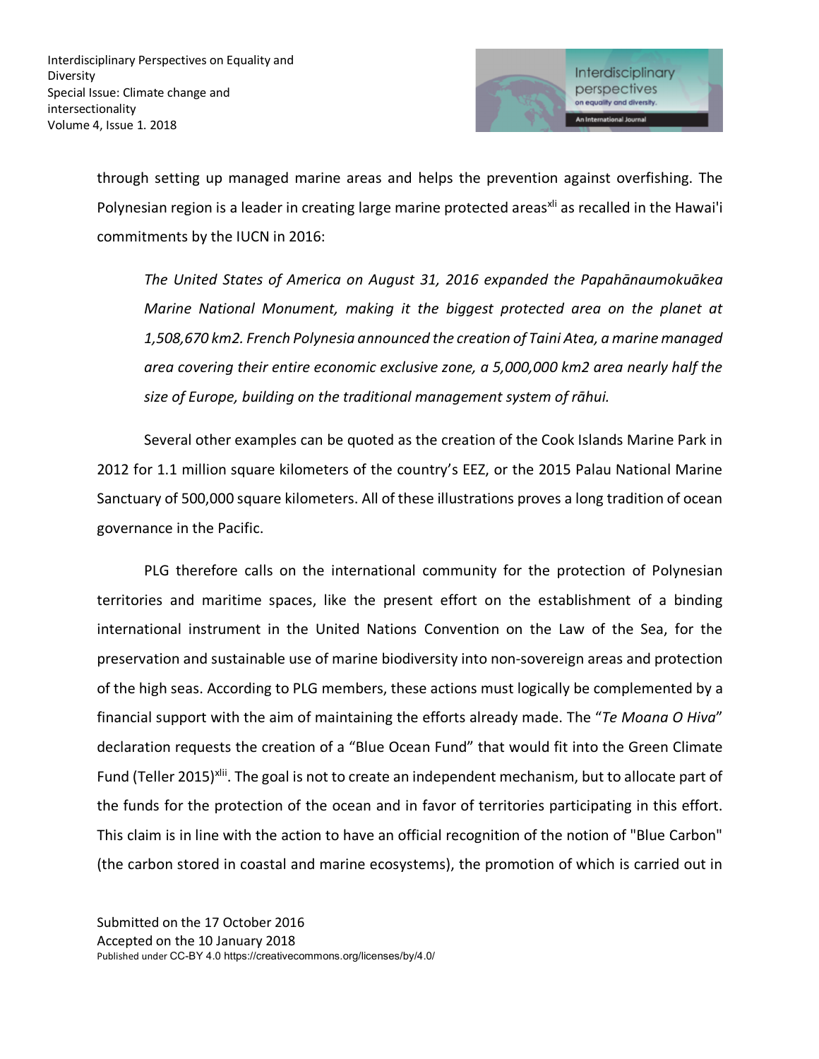through setting up managed marine areas and helps the prevention against overfishing. The Polynesian region is a leader in creating large marine protected areas[xli] as recalled in the Hawai'i commitments by the IUCN in 2016:

> *The United States of America on August 31, 2016 expanded the Papahānaumokuākea Marine National Monument, making it the biggest protected area on the planet at 1,508,670 km2. French Polynesia announced the creation of Taini Atea, a marine managed area covering their entire economic exclusive zone, a 5,000,000 km2 area nearly half the size of Europe, building on the traditional management system of rāhui.*

Several other examples can be quoted as the creation of the Cook Islands Marine Park in 2012 for 1.1 million square kilometers of the country's EEZ, or the 2015 Palau National Marine Sanctuary of 500,000 square kilometers. All of these illustrations proves a long tradition of ocean governance in the Pacific.

PLG therefore calls on the international community for the protection of Polynesian territories and maritime spaces, like the present effort on the establishment of a binding international instrument in the United Nations Convention on the Law of the Sea, for the preservation and sustainable use of marine biodiversity into non-sovereign areas and protection of the high seas. According to PLG members, these actions must logically be complemented by a financial support with the aim of maintaining the efforts already made. The "*Te Moana O Hiva*" declaration requests the creation of a "Blue Ocean Fund" that would fit into the Green Climate Fund (Teller 2015)[xlii]. The goal is not to create an independent mechanism, but to allocate part of the funds for the protection of the ocean and in favor of territories participating in this effort. This claim is in line with the action to have an official recognition of the notion of "Blue Carbon" (the carbon stored in coastal and marine ecosystems), the promotion of which is carried out in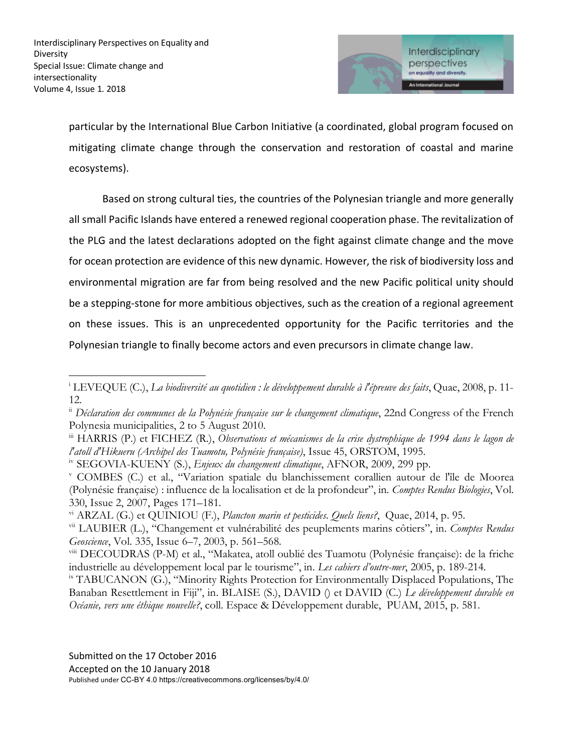particular by the International Blue Carbon Initiative (a coordinated, global program focused on mitigating climate change through the conservation and restoration of coastal and marine ecosystems).

Based on strong cultural ties, the countries of the Polynesian triangle and more generally all small Pacific Islands have entered a renewed regional cooperation phase. The revitalization of the PLG and the latest declarations adopted on the fight against climate change and the move for ocean protection are evidence of this new dynamic. However, the risk of biodiversity loss and environmental migration are far from being resolved and the new Pacific political unity should be a stepping-stone for more ambitious objectives, such as the creation of a regional agreement on these issues. This is an unprecedented opportunity for the Pacific territories and the Polynesian triangle to finally become actors and even precursors in climate change law.

---

[i] LEVEQUE (C.), *La biodiversité au quotidien : le développement durable à l'épreuve des faits*, Quae, 2008, p. 11-12.

[ii] *Déclaration des communes de la Polynésie française sur le changement climatique*, 22nd Congress of the French Polynesia municipalities, 2 to 5 August 2010.

[iii] HARRIS (P.) et FICHEZ (R.), *Observations et mécanismes de la crise dystrophique de 1994 dans le lagon de l'atoll d'Hikueru (Archipel des Tuamotu, Polynésie française)*, Issue 45, ORSTOM, 1995.

[iv] SEGOVIA-KUENY (S.), *Enjeux du changement climatique*, AFNOR, 2009, 299 pp.

[v] COMBES (C.) et al., "Variation spatiale du blanchissement corallien autour de l'île de Moorea (Polynésie française) : influence de la localisation et de la profondeur", in. *Comptes Rendus Biologies*, Vol. 330, Issue 2, 2007, Pages 171–181.

[vi] ARZAL (G.) et QUINIOU (F.), *Plancton marin et pesticides. Quels liens?*, Quae, 2014, p. 95.

[vii] LAUBIER (L.), "Changement et vulnérabilité des peuplements marins côtiers", in. *Comptes Rendus Geoscience*, Vol. 335, Issue 6–7, 2003, p. 561–568.

[viii] DECOUDRAS (P-M) et al., "Makatea, atoll oublié des Tuamotu (Polynésie française): de la friche industrielle au développement local par le tourisme", in. *Les cahiers d'outre-mer*, 2005, p. 189-214.

[ix] TABUCANON (G.), "Minority Rights Protection for Environmentally Displaced Populations, The Banaban Resettlement in Fiji", in. BLAISE (S.), DAVID () et DAVID (C.) *Le développement durable en Océanie, vers une éthique nouvelle?*, coll. Espace & Développement durable, PUAM, 2015, p. 581.

Submitted on the 17 October 2016
Accepted on the 10 January 2018
Published under CC-BY 4.0 https://creativecommons.org/licenses/by/4.0/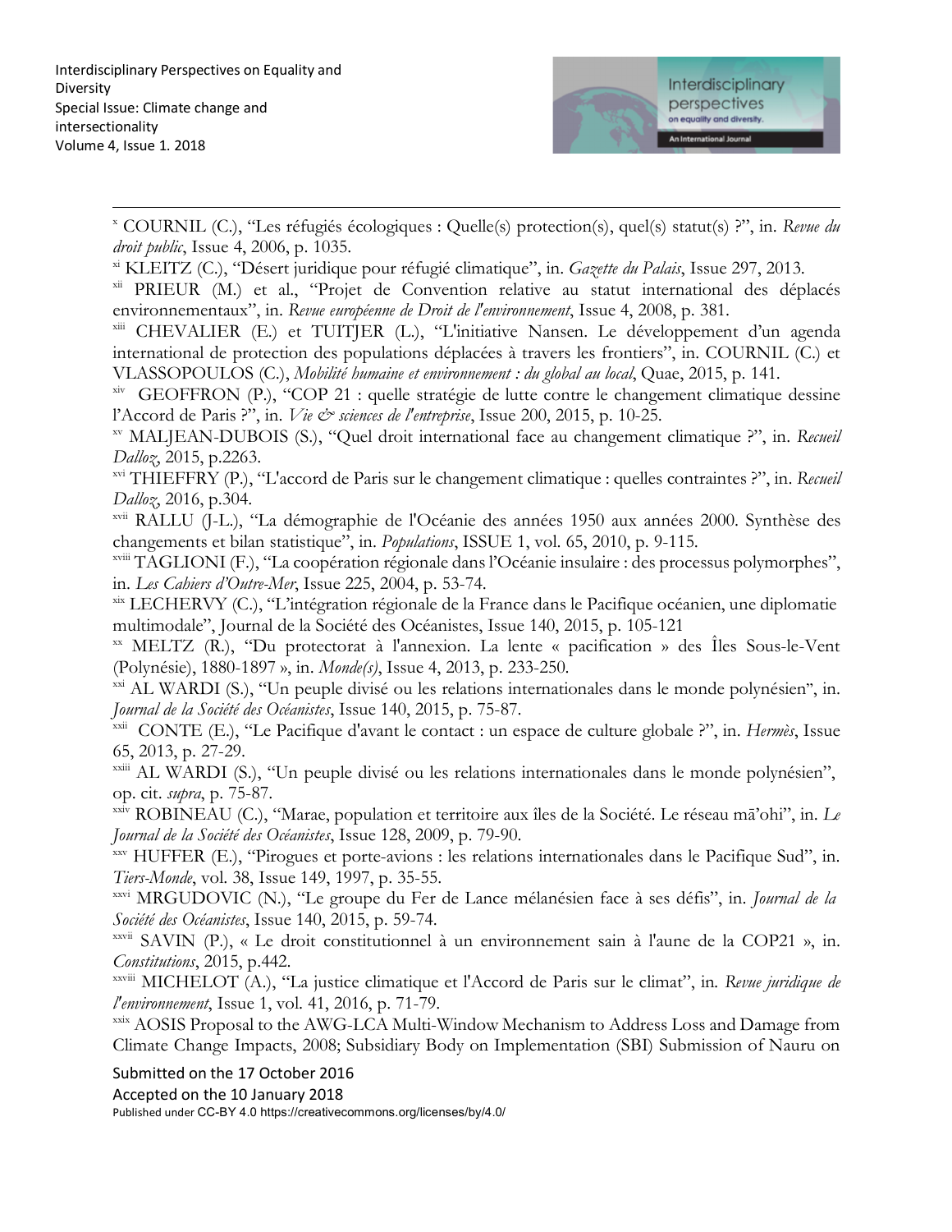[x] COURNIL (C.), “Les réfugiés écologiques : Quelle(s) protection(s), quel(s) statut(s) ?”, in. *Revue du droit public*, Issue 4, 2006, p. 1035.

[xi] KLEITZ (C.), “Désert juridique pour réfugié climatique”, in. *Gazette du Palais*, Issue 297, 2013.

[xii] PRIEUR (M.) et al., “Projet de Convention relative au statut international des déplacés environnementaux”, in. *Revue européenne de Droit de l'environnement*, Issue 4, 2008, p. 381.

[xiii] CHEVALIER (E.) et TUITJER (L.), “L'initiative Nansen. Le développement d'un agenda international de protection des populations déplacées à travers les frontiers”, in. COURNIL (C.) et VLASSOPOULOS (C.), *Mobilité humaine et environnement : du global au local*, Quae, 2015, p. 141.

[xiv] GEOFFRON (P.), “COP 21 : quelle stratégie de lutte contre le changement climatique dessine l'Accord de Paris ?”, in. *Vie & sciences de l'entreprise*, Issue 200, 2015, p. 10-25.

[xv] MALJEAN-DUBOIS (S.), “Quel droit international face au changement climatique ?”, in. *Recueil Dalloz*, 2015, p.2263.

[xvi] THIEFFRY (P.), “L'accord de Paris sur le changement climatique : quelles contraintes ?”, in. *Recueil Dalloz*, 2016, p.304.

[xvii] RALLU (J-L.), “La démographie de l'Océanie des années 1950 aux années 2000. Synthèse des changements et bilan statistique”, in. *Populations*, ISSUE 1, vol. 65, 2010, p. 9-115.

[xviii] TAGLIONI (F.), “La coopération régionale dans l'Océanie insulaire : des processus polymorphes”, in. *Les Cahiers d'Outre-Mer*, Issue 225, 2004, p. 53-74.

[xix] LECHERVY (C.), “L'intégration régionale de la France dans le Pacifique océanien, une diplomatie multimodale”, Journal de la Société des Océanistes, Issue 140, 2015, p. 105-121

[xx] MELTZ (R.), “Du protectorat à l'annexion. La lente « pacification » des Îles Sous-le-Vent (Polynésie), 1880-1897 », in. *Monde(s)*, Issue 4, 2013, p. 233-250.

[xxi] AL WARDI (S.), “Un peuple divisé ou les relations internationales dans le monde polynésien”, in. *Journal de la Société des Océanistes*, Issue 140, 2015, p. 75-87.

[xxii] CONTE (E.), “Le Pacifique d'avant le contact : un espace de culture globale ?”, in. *Hermès*, Issue 65, 2013, p. 27-29.

[xxiii] AL WARDI (S.), “Un peuple divisé ou les relations internationales dans le monde polynésien”, op. cit. *supra*, p. 75-87.

[xxiv] ROBINEAU (C.), “Marae, population et territoire aux îles de la Société. Le réseau mā'ohi”, in. *Le Journal de la Société des Océanistes*, Issue 128, 2009, p. 79-90.

[xxv] HUFFER (E.), “Pirogues et porte-avions : les relations internationales dans le Pacifique Sud”, in. *Tiers-Monde*, vol. 38, Issue 149, 1997, p. 35-55.

[xxvi] MRGUDOVIC (N.), “Le groupe du Fer de Lance mélanésien face à ses défis”, in. *Journal de la Société des Océanistes*, Issue 140, 2015, p. 59-74.

[xxvii] SAVIN (P.), « Le droit constitutionnel à un environnement sain à l'aune de la COP21 », in. *Constitutions*, 2015, p.442.

[xxviii] MICHELOT (A.), “La justice climatique et l'Accord de Paris sur le climat”, in. *Revue juridique de l'environnement*, Issue 1, vol. 41, 2016, p. 71-79.

[xxix] AOSIS Proposal to the AWG-LCA Multi-Window Mechanism to Address Loss and Damage from Climate Change Impacts, 2008; Subsidiary Body on Implementation (SBI) Submission of Nauru on

Submitted on the 17 October 2016

Accepted on the 10 January 2018

Published under CC-BY 4.0 https://creativecommons.org/licenses/by/4.0/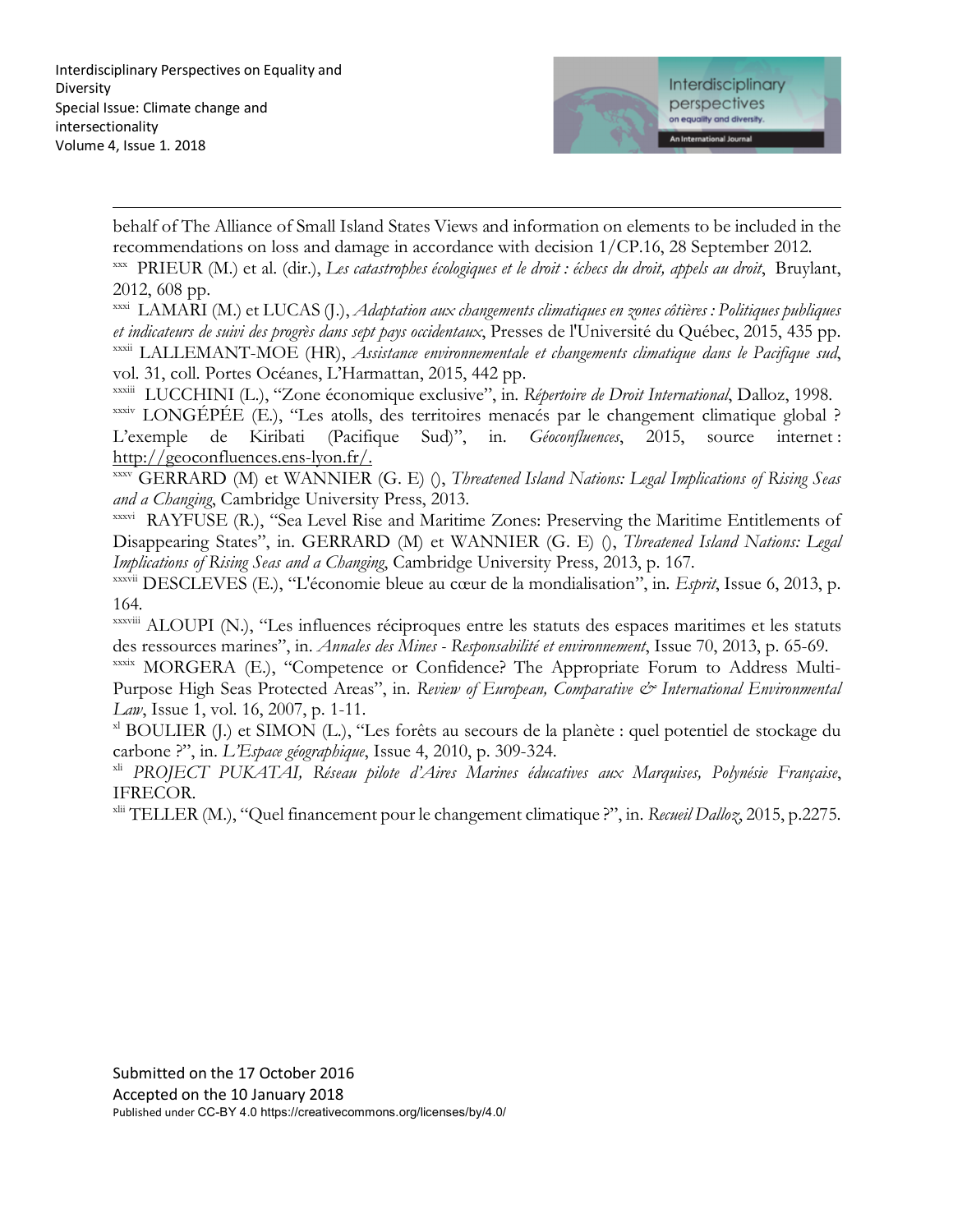behalf of The Alliance of Small Island States Views and information on elements to be included in the recommendations on loss and damage in accordance with decision 1/CP.16, 28 September 2012.

[xxx] PRIEUR (M.) et al. (dir.), *Les catastrophes écologiques et le droit : échecs du droit, appels au droit*, Bruylant, 2012, 608 pp.

[xxxi] LAMARI (M.) et LUCAS (J.), *Adaptation aux changements climatiques en zones côtières : Politiques publiques et indicateurs de suivi des progrès dans sept pays occidentaux*, Presses de l'Université du Québec, 2015, 435 pp.

[xxxii] LALLEMANT-MOE (HR), *Assistance environnementale et changements climatique dans le Pacifique sud*, vol. 31, coll. Portes Océanes, L'Harmattan, 2015, 442 pp.

[xxxiii] LUCCHINI (L.), "Zone économique exclusive", in. *Répertoire de Droit International*, Dalloz, 1998.

[xxxiv] LONGÉPÉE (E.), "Les atolls, des territoires menacés par le changement climatique global ? L'exemple de Kiribati (Pacifique Sud)", in. *Géoconfluences*, 2015, source internet : http://geoconfluences.ens-lyon.fr/.

[xxxv] GERRARD (M) et WANNIER (G. E) (), *Threatened Island Nations: Legal Implications of Rising Seas and a Changing*, Cambridge University Press, 2013.

[xxxvi] RAYFUSE (R.), "Sea Level Rise and Maritime Zones: Preserving the Maritime Entitlements of Disappearing States", in. GERRARD (M) et WANNIER (G. E) (), *Threatened Island Nations: Legal Implications of Rising Seas and a Changing*, Cambridge University Press, 2013, p. 167.

[xxxvii] DESCLEVES (E.), "L'économie bleue au cœur de la mondialisation", in. *Esprit*, Issue 6, 2013, p. 164.

[xxxviii] ALOUPI (N.), "Les influences réciproques entre les statuts des espaces maritimes et les statuts des ressources marines", in. *Annales des Mines - Responsabilité et environnement*, Issue 70, 2013, p. 65-69.

[xxxix] MORGERA (E.), "Competence or Confidence? The Appropriate Forum to Address Multi-Purpose High Seas Protected Areas", in. *Review of European, Comparative & International Environmental Law*, Issue 1, vol. 16, 2007, p. 1-11.

[xl] BOULIER (J.) et SIMON (L.), "Les forêts au secours de la planète : quel potentiel de stockage du carbone ?", in. *L'Espace géographique*, Issue 4, 2010, p. 309-324.

[xli] *PROJECT PUKATAI, Réseau pilote d'Aires Marines éducatives aux Marquises, Polynésie Française*, IFRECOR.

[xlii] TELLER (M.), "Quel financement pour le changement climatique ?", in. *Recueil Dalloz*, 2015, p.2275.

Submitted on the 17 October 2016
Accepted on the 10 January 2018
Published under CC-BY 4.0 https://creativecommons.org/licenses/by/4.0/